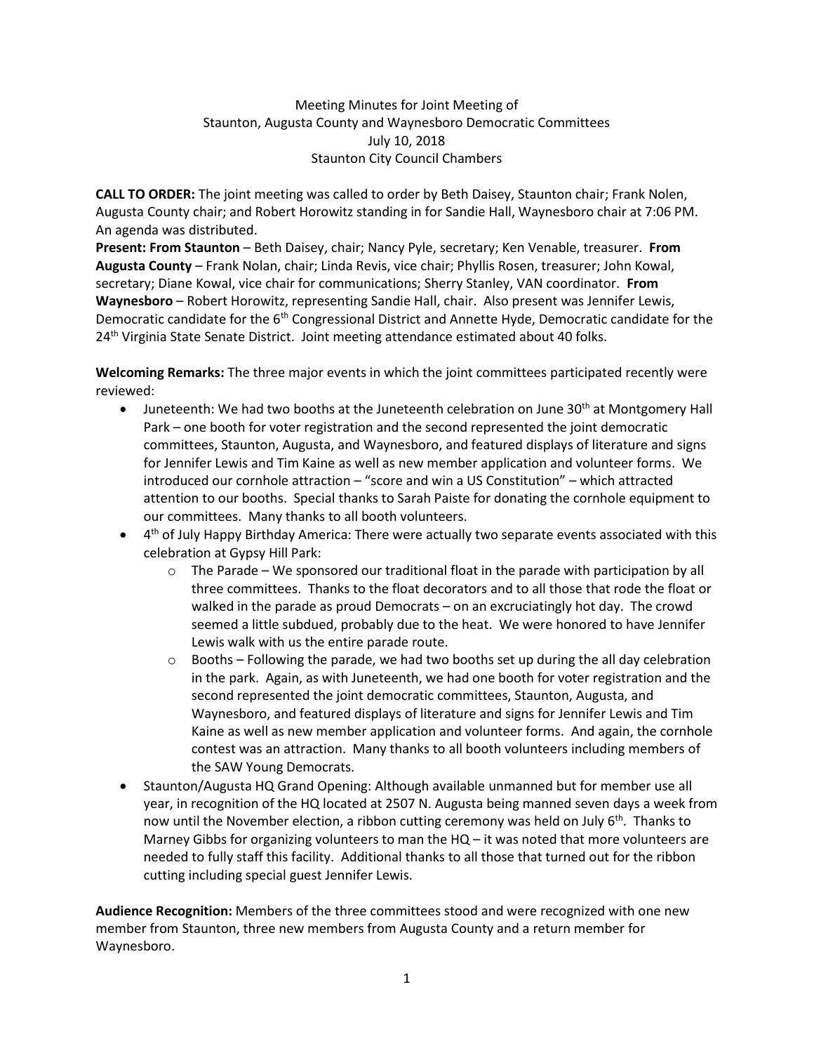Meeting Minutes for Joint Meeting of
Staunton, Augusta County and Waynesboro Democratic Committees
July 10, 2018
Staunton City Council Chambers

**CALL TO ORDER:** The joint meeting was called to order by Beth Daisey, Staunton chair; Frank Nolen, Augusta County chair; and Robert Horowitz standing in for Sandie Hall, Waynesboro chair at 7:06 PM. An agenda was distributed.

**Present: From Staunton** – Beth Daisey, chair; Nancy Pyle, secretary; Ken Venable, treasurer. **From Augusta County** – Frank Nolan, chair; Linda Revis, vice chair; Phyllis Rosen, treasurer; John Kowal, secretary; Diane Kowal, vice chair for communications; Sherry Stanley, VAN coordinator. **From Waynesboro** – Robert Horowitz, representing Sandie Hall, chair. Also present was Jennifer Lewis, Democratic candidate for the 6th Congressional District and Annette Hyde, Democratic candidate for the 24th Virginia State Senate District. Joint meeting attendance estimated about 40 folks.

**Welcoming Remarks:** The three major events in which the joint committees participated recently were reviewed:

- Juneteenth: We had two booths at the Juneteenth celebration on June 30th at Montgomery Hall Park – one booth for voter registration and the second represented the joint democratic committees, Staunton, Augusta, and Waynesboro, and featured displays of literature and signs for Jennifer Lewis and Tim Kaine as well as new member application and volunteer forms. We introduced our cornhole attraction – "score and win a US Constitution" – which attracted attention to our booths. Special thanks to Sarah Paiste for donating the cornhole equipment to our committees. Many thanks to all booth volunteers.
- 4th of July Happy Birthday America: There were actually two separate events associated with this celebration at Gypsy Hill Park:
  - The Parade – We sponsored our traditional float in the parade with participation by all three committees. Thanks to the float decorators and to all those that rode the float or walked in the parade as proud Democrats – on an excruciatingly hot day. The crowd seemed a little subdued, probably due to the heat. We were honored to have Jennifer Lewis walk with us the entire parade route.
  - Booths – Following the parade, we had two booths set up during the all day celebration in the park. Again, as with Juneteenth, we had one booth for voter registration and the second represented the joint democratic committees, Staunton, Augusta, and Waynesboro, and featured displays of literature and signs for Jennifer Lewis and Tim Kaine as well as new member application and volunteer forms. And again, the cornhole contest was an attraction. Many thanks to all booth volunteers including members of the SAW Young Democrats.
- Staunton/Augusta HQ Grand Opening: Although available unmanned but for member use all year, in recognition of the HQ located at 2507 N. Augusta being manned seven days a week from now until the November election, a ribbon cutting ceremony was held on July 6th. Thanks to Marney Gibbs for organizing volunteers to man the HQ – it was noted that more volunteers are needed to fully staff this facility. Additional thanks to all those that turned out for the ribbon cutting including special guest Jennifer Lewis.

**Audience Recognition:** Members of the three committees stood and were recognized with one new member from Staunton, three new members from Augusta County and a return member for Waynesboro.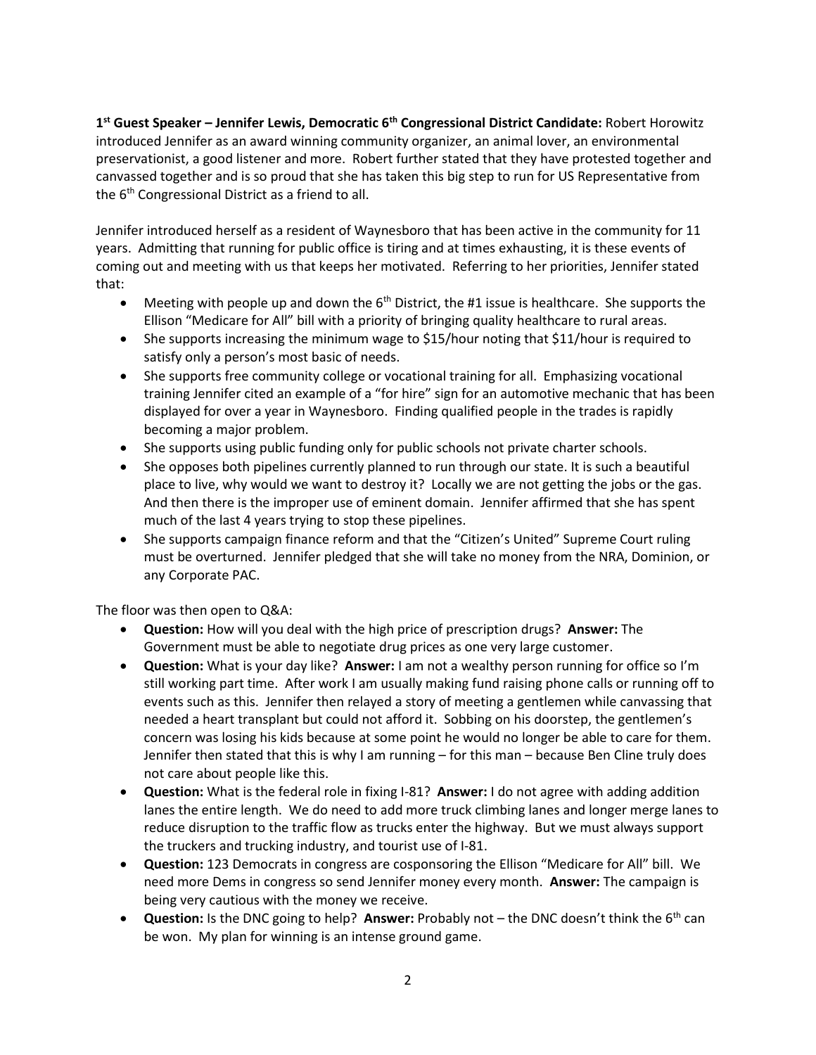**1st Guest Speaker – Jennifer Lewis, Democratic 6th Congressional District Candidate:** Robert Horowitz introduced Jennifer as an award winning community organizer, an animal lover, an environmental preservationist, a good listener and more. Robert further stated that they have protested together and canvassed together and is so proud that she has taken this big step to run for US Representative from the 6th Congressional District as a friend to all.

Jennifer introduced herself as a resident of Waynesboro that has been active in the community for 11 years. Admitting that running for public office is tiring and at times exhausting, it is these events of coming out and meeting with us that keeps her motivated. Referring to her priorities, Jennifer stated that:

- Meeting with people up and down the 6th District, the #1 issue is healthcare. She supports the Ellison "Medicare for All" bill with a priority of bringing quality healthcare to rural areas.
- She supports increasing the minimum wage to $15/hour noting that $11/hour is required to satisfy only a person's most basic of needs.
- She supports free community college or vocational training for all. Emphasizing vocational training Jennifer cited an example of a "for hire" sign for an automotive mechanic that has been displayed for over a year in Waynesboro. Finding qualified people in the trades is rapidly becoming a major problem.
- She supports using public funding only for public schools not private charter schools.
- She opposes both pipelines currently planned to run through our state. It is such a beautiful place to live, why would we want to destroy it? Locally we are not getting the jobs or the gas. And then there is the improper use of eminent domain. Jennifer affirmed that she has spent much of the last 4 years trying to stop these pipelines.
- She supports campaign finance reform and that the "Citizen's United" Supreme Court ruling must be overturned. Jennifer pledged that she will take no money from the NRA, Dominion, or any Corporate PAC.

The floor was then open to Q&A:

- **Question:** How will you deal with the high price of prescription drugs? **Answer:** The Government must be able to negotiate drug prices as one very large customer.
- **Question:** What is your day like? **Answer:** I am not a wealthy person running for office so I'm still working part time. After work I am usually making fund raising phone calls or running off to events such as this. Jennifer then relayed a story of meeting a gentlemen while canvassing that needed a heart transplant but could not afford it. Sobbing on his doorstep, the gentlemen's concern was losing his kids because at some point he would no longer be able to care for them. Jennifer then stated that this is why I am running – for this man – because Ben Cline truly does not care about people like this.
- **Question:** What is the federal role in fixing I-81? **Answer:** I do not agree with adding addition lanes the entire length. We do need to add more truck climbing lanes and longer merge lanes to reduce disruption to the traffic flow as trucks enter the highway. But we must always support the truckers and trucking industry, and tourist use of I-81.
- **Question:** 123 Democrats in congress are cosponsoring the Ellison "Medicare for All" bill. We need more Dems in congress so send Jennifer money every month. **Answer:** The campaign is being very cautious with the money we receive.
- **Question:** Is the DNC going to help? **Answer:** Probably not – the DNC doesn't think the 6th can be won. My plan for winning is an intense ground game.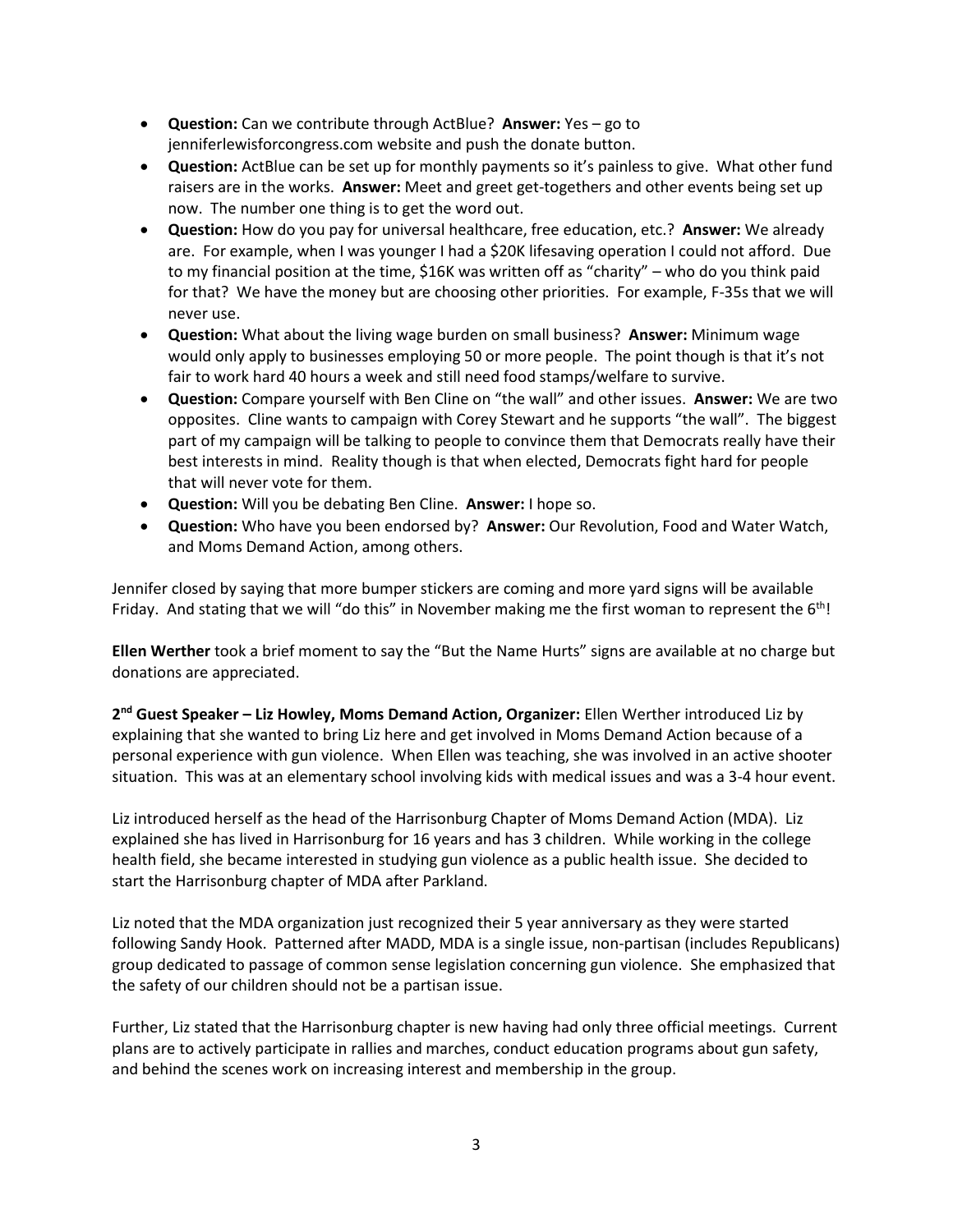- **Question:** Can we contribute through ActBlue? **Answer:** Yes – go to jenniferlewisforcongress.com website and push the donate button.
- **Question:** ActBlue can be set up for monthly payments so it's painless to give. What other fund raisers are in the works. **Answer:** Meet and greet get-togethers and other events being set up now. The number one thing is to get the word out.
- **Question:** How do you pay for universal healthcare, free education, etc.? **Answer:** We already are. For example, when I was younger I had a $20K lifesaving operation I could not afford. Due to my financial position at the time, $16K was written off as "charity" – who do you think paid for that? We have the money but are choosing other priorities. For example, F-35s that we will never use.
- **Question:** What about the living wage burden on small business? **Answer:** Minimum wage would only apply to businesses employing 50 or more people. The point though is that it's not fair to work hard 40 hours a week and still need food stamps/welfare to survive.
- **Question:** Compare yourself with Ben Cline on "the wall" and other issues. **Answer:** We are two opposites. Cline wants to campaign with Corey Stewart and he supports "the wall". The biggest part of my campaign will be talking to people to convince them that Democrats really have their best interests in mind. Reality though is that when elected, Democrats fight hard for people that will never vote for them.
- **Question:** Will you be debating Ben Cline. **Answer:** I hope so.
- **Question:** Who have you been endorsed by? **Answer:** Our Revolution, Food and Water Watch, and Moms Demand Action, among others.

Jennifer closed by saying that more bumper stickers are coming and more yard signs will be available Friday. And stating that we will "do this" in November making me the first woman to represent the 6th!

**Ellen Werther** took a brief moment to say the "But the Name Hurts" signs are available at no charge but donations are appreciated.

**2nd Guest Speaker – Liz Howley, Moms Demand Action, Organizer:** Ellen Werther introduced Liz by explaining that she wanted to bring Liz here and get involved in Moms Demand Action because of a personal experience with gun violence. When Ellen was teaching, she was involved in an active shooter situation. This was at an elementary school involving kids with medical issues and was a 3-4 hour event.

Liz introduced herself as the head of the Harrisonburg Chapter of Moms Demand Action (MDA). Liz explained she has lived in Harrisonburg for 16 years and has 3 children. While working in the college health field, she became interested in studying gun violence as a public health issue. She decided to start the Harrisonburg chapter of MDA after Parkland.

Liz noted that the MDA organization just recognized their 5 year anniversary as they were started following Sandy Hook. Patterned after MADD, MDA is a single issue, non-partisan (includes Republicans) group dedicated to passage of common sense legislation concerning gun violence. She emphasized that the safety of our children should not be a partisan issue.

Further, Liz stated that the Harrisonburg chapter is new having had only three official meetings. Current plans are to actively participate in rallies and marches, conduct education programs about gun safety, and behind the scenes work on increasing interest and membership in the group.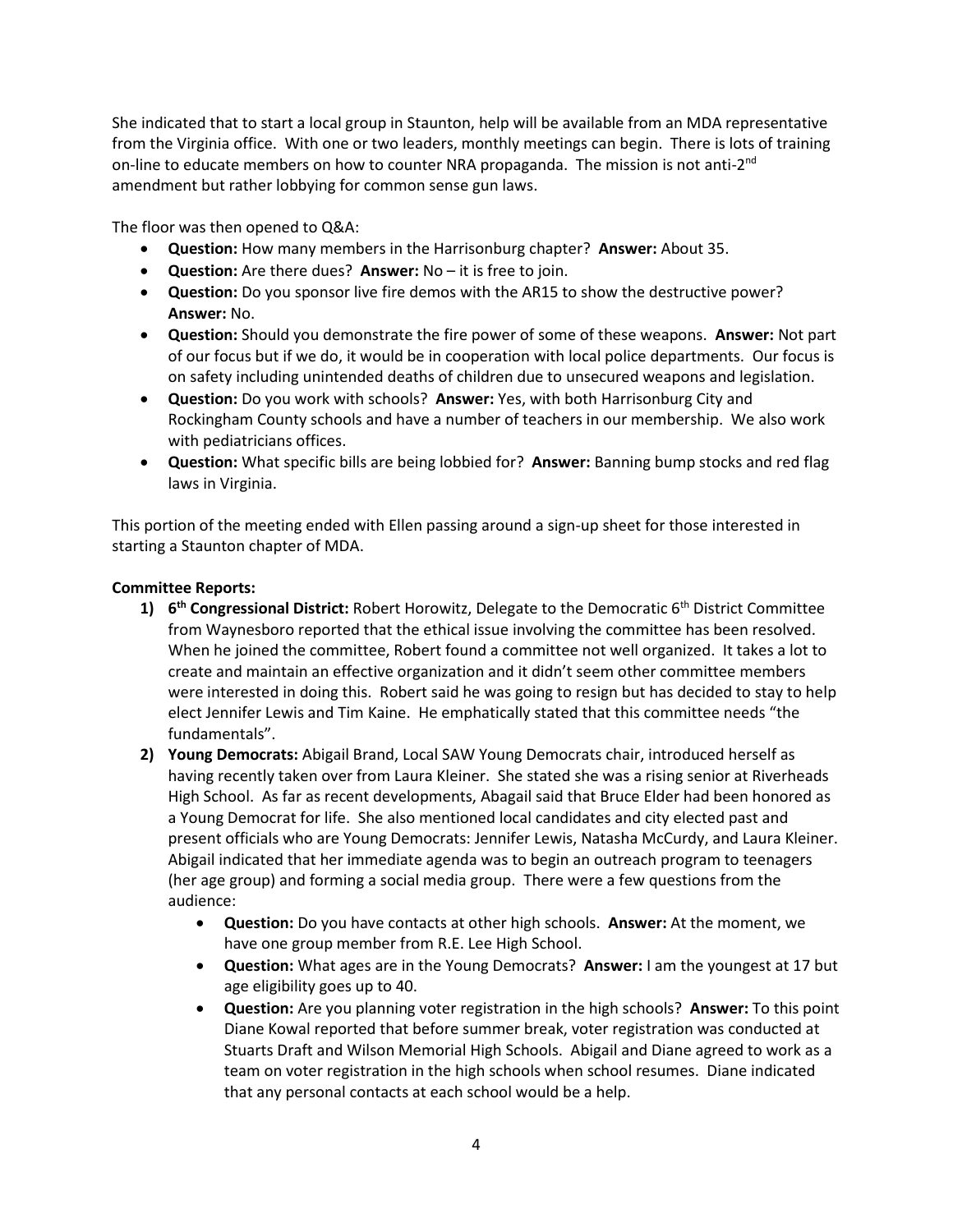She indicated that to start a local group in Staunton, help will be available from an MDA representative from the Virginia office. With one or two leaders, monthly meetings can begin. There is lots of training on-line to educate members on how to counter NRA propaganda. The mission is not anti-2nd amendment but rather lobbying for common sense gun laws.

The floor was then opened to Q&A:

- **Question:** How many members in the Harrisonburg chapter? **Answer:** About 35.
- **Question:** Are there dues? **Answer:** No – it is free to join.
- **Question:** Do you sponsor live fire demos with the AR15 to show the destructive power? **Answer:** No.
- **Question:** Should you demonstrate the fire power of some of these weapons. **Answer:** Not part of our focus but if we do, it would be in cooperation with local police departments. Our focus is on safety including unintended deaths of children due to unsecured weapons and legislation.
- **Question:** Do you work with schools? **Answer:** Yes, with both Harrisonburg City and Rockingham County schools and have a number of teachers in our membership. We also work with pediatricians offices.
- **Question:** What specific bills are being lobbied for? **Answer:** Banning bump stocks and red flag laws in Virginia.

This portion of the meeting ended with Ellen passing around a sign-up sheet for those interested in starting a Staunton chapter of MDA.

**Committee Reports:**

1) **6th Congressional District:** Robert Horowitz, Delegate to the Democratic 6th District Committee from Waynesboro reported that the ethical issue involving the committee has been resolved. When he joined the committee, Robert found a committee not well organized. It takes a lot to create and maintain an effective organization and it didn't seem other committee members were interested in doing this. Robert said he was going to resign but has decided to stay to help elect Jennifer Lewis and Tim Kaine. He emphatically stated that this committee needs "the fundamentals".

2) **Young Democrats:** Abigail Brand, Local SAW Young Democrats chair, introduced herself as having recently taken over from Laura Kleiner. She stated she was a rising senior at Riverheads High School. As far as recent developments, Abagail said that Bruce Elder had been honored as a Young Democrat for life. She also mentioned local candidates and city elected past and present officials who are Young Democrats: Jennifer Lewis, Natasha McCurdy, and Laura Kleiner. Abigail indicated that her immediate agenda was to begin an outreach program to teenagers (her age group) and forming a social media group. There were a few questions from the audience:

   - **Question:** Do you have contacts at other high schools. **Answer:** At the moment, we have one group member from R.E. Lee High School.
   - **Question:** What ages are in the Young Democrats? **Answer:** I am the youngest at 17 but age eligibility goes up to 40.
   - **Question:** Are you planning voter registration in the high schools? **Answer:** To this point Diane Kowal reported that before summer break, voter registration was conducted at Stuarts Draft and Wilson Memorial High Schools. Abigail and Diane agreed to work as a team on voter registration in the high schools when school resumes. Diane indicated that any personal contacts at each school would be a help.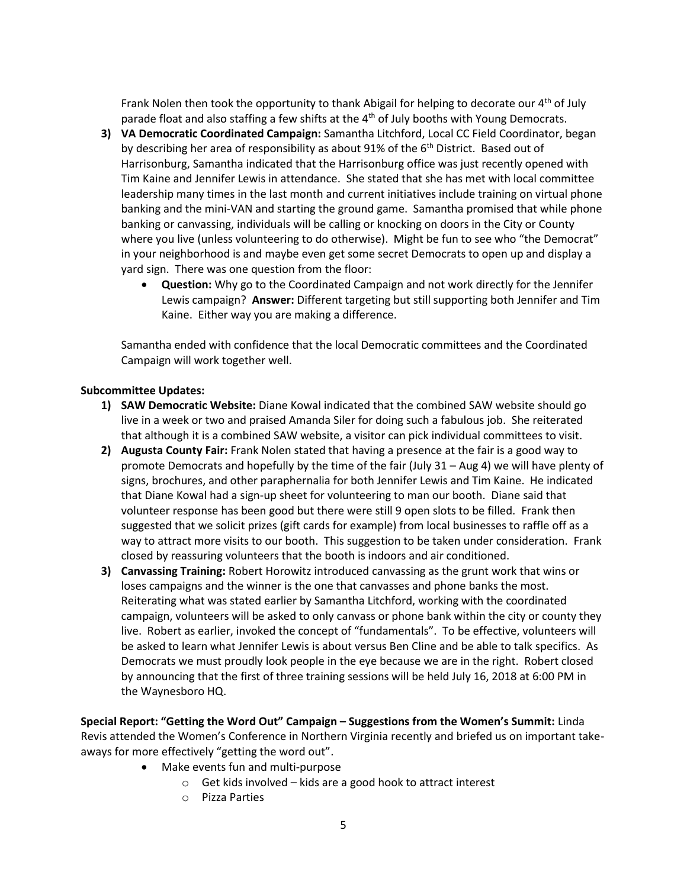Frank Nolen then took the opportunity to thank Abigail for helping to decorate our 4th of July parade float and also staffing a few shifts at the 4th of July booths with Young Democrats.

3) **VA Democratic Coordinated Campaign:** Samantha Litchford, Local CC Field Coordinator, began by describing her area of responsibility as about 91% of the 6th District. Based out of Harrisonburg, Samantha indicated that the Harrisonburg office was just recently opened with Tim Kaine and Jennifer Lewis in attendance. She stated that she has met with local committee leadership many times in the last month and current initiatives include training on virtual phone banking and the mini-VAN and starting the ground game. Samantha promised that while phone banking or canvassing, individuals will be calling or knocking on doors in the City or County where you live (unless volunteering to do otherwise). Might be fun to see who "the Democrat" in your neighborhood is and maybe even get some secret Democrats to open up and display a yard sign. There was one question from the floor:
   - **Question:** Why go to the Coordinated Campaign and not work directly for the Jennifer Lewis campaign? **Answer:** Different targeting but still supporting both Jennifer and Tim Kaine. Either way you are making a difference.

   Samantha ended with confidence that the local Democratic committees and the Coordinated Campaign will work together well.

**Subcommittee Updates:**

1) **SAW Democratic Website:** Diane Kowal indicated that the combined SAW website should go live in a week or two and praised Amanda Siler for doing such a fabulous job. She reiterated that although it is a combined SAW website, a visitor can pick individual committees to visit.
2) **Augusta County Fair:** Frank Nolen stated that having a presence at the fair is a good way to promote Democrats and hopefully by the time of the fair (July 31 – Aug 4) we will have plenty of signs, brochures, and other paraphernalia for both Jennifer Lewis and Tim Kaine. He indicated that Diane Kowal had a sign-up sheet for volunteering to man our booth. Diane said that volunteer response has been good but there were still 9 open slots to be filled. Frank then suggested that we solicit prizes (gift cards for example) from local businesses to raffle off as a way to attract more visits to our booth. This suggestion to be taken under consideration. Frank closed by reassuring volunteers that the booth is indoors and air conditioned.
3) **Canvassing Training:** Robert Horowitz introduced canvassing as the grunt work that wins or loses campaigns and the winner is the one that canvasses and phone banks the most. Reiterating what was stated earlier by Samantha Litchford, working with the coordinated campaign, volunteers will be asked to only canvass or phone bank within the city or county they live. Robert as earlier, invoked the concept of "fundamentals". To be effective, volunteers will be asked to learn what Jennifer Lewis is about versus Ben Cline and be able to talk specifics. As Democrats we must proudly look people in the eye because we are in the right. Robert closed by announcing that the first of three training sessions will be held July 16, 2018 at 6:00 PM in the Waynesboro HQ.

**Special Report: "Getting the Word Out" Campaign – Suggestions from the Women's Summit:** Linda Revis attended the Women's Conference in Northern Virginia recently and briefed us on important take-aways for more effectively "getting the word out".

- Make events fun and multi-purpose
  - Get kids involved – kids are a good hook to attract interest
  - Pizza Parties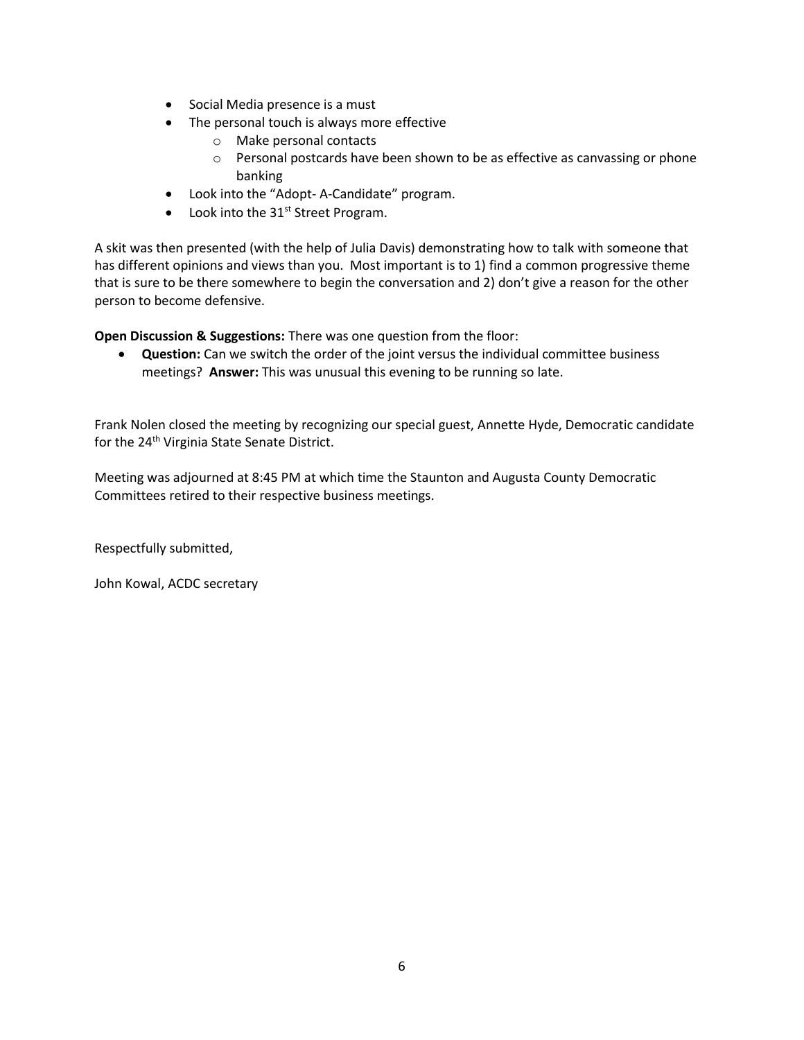- Social Media presence is a must
- The personal touch is always more effective
  - Make personal contacts
  - Personal postcards have been shown to be as effective as canvassing or phone banking
- Look into the "Adopt- A-Candidate" program.
- Look into the 31st Street Program.

A skit was then presented (with the help of Julia Davis) demonstrating how to talk with someone that has different opinions and views than you. Most important is to 1) find a common progressive theme that is sure to be there somewhere to begin the conversation and 2) don't give a reason for the other person to become defensive.

**Open Discussion & Suggestions:** There was one question from the floor:

- **Question:** Can we switch the order of the joint versus the individual committee business meetings? **Answer:** This was unusual this evening to be running so late.

Frank Nolen closed the meeting by recognizing our special guest, Annette Hyde, Democratic candidate for the 24th Virginia State Senate District.

Meeting was adjourned at 8:45 PM at which time the Staunton and Augusta County Democratic Committees retired to their respective business meetings.

Respectfully submitted,

John Kowal, ACDC secretary